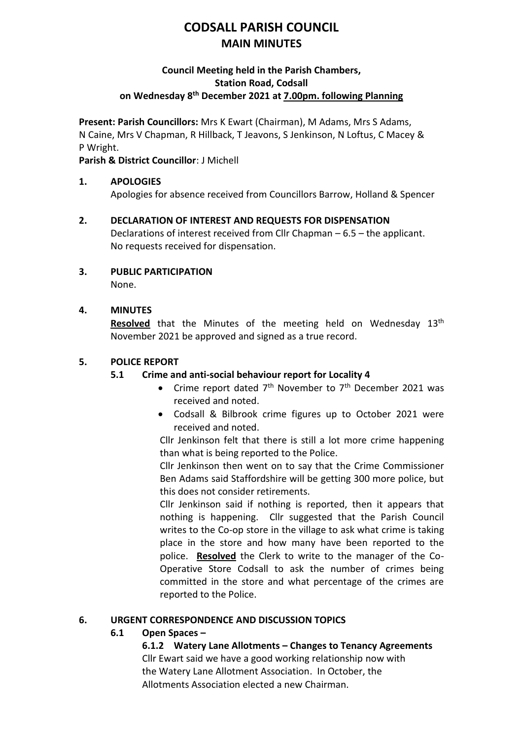# CODSALL PARISH COUNCIL
## MAIN MINUTES

### Council Meeting held in the Parish Chambers, Station Road, Codsall on Wednesday 8th December 2021 at 7.00pm. following Planning

**Present: Parish Councillors:** Mrs K Ewart (Chairman), M Adams, Mrs S Adams, N Caine, Mrs V Chapman, R Hillback, T Jeavons, S Jenkinson, N Loftus, C Macey & P Wright.

**Parish & District Councillor**: J Michell

**1. APOLOGIES**

Apologies for absence received from Councillors Barrow, Holland & Spencer

**2. DECLARATION OF INTEREST AND REQUESTS FOR DISPENSATION**

Declarations of interest received from Cllr Chapman – 6.5 – the applicant. No requests received for dispensation.

**3. PUBLIC PARTICIPATION**

None.

**4. MINUTES**

**Resolved** that the Minutes of the meeting held on Wednesday 13th November 2021 be approved and signed as a true record.

**5. POLICE REPORT**

**5.1 Crime and anti-social behaviour report for Locality 4**

- Crime report dated 7th November to 7th December 2021 was received and noted.
- Codsall & Bilbrook crime figures up to October 2021 were received and noted.

Cllr Jenkinson felt that there is still a lot more crime happening than what is being reported to the Police.

Cllr Jenkinson then went on to say that the Crime Commissioner Ben Adams said Staffordshire will be getting 300 more police, but this does not consider retirements.

Cllr Jenkinson said if nothing is reported, then it appears that nothing is happening. Cllr suggested that the Parish Council writes to the Co-op store in the village to ask what crime is taking place in the store and how many have been reported to the police. **Resolved** the Clerk to write to the manager of the Co-Operative Store Codsall to ask the number of crimes being committed in the store and what percentage of the crimes are reported to the Police.

**6. URGENT CORRESPONDENCE AND DISCUSSION TOPICS**

**6.1 Open Spaces –**

**6.1.2 Watery Lane Allotments – Changes to Tenancy Agreements**

Cllr Ewart said we have a good working relationship now with the Watery Lane Allotment Association. In October, the Allotments Association elected a new Chairman.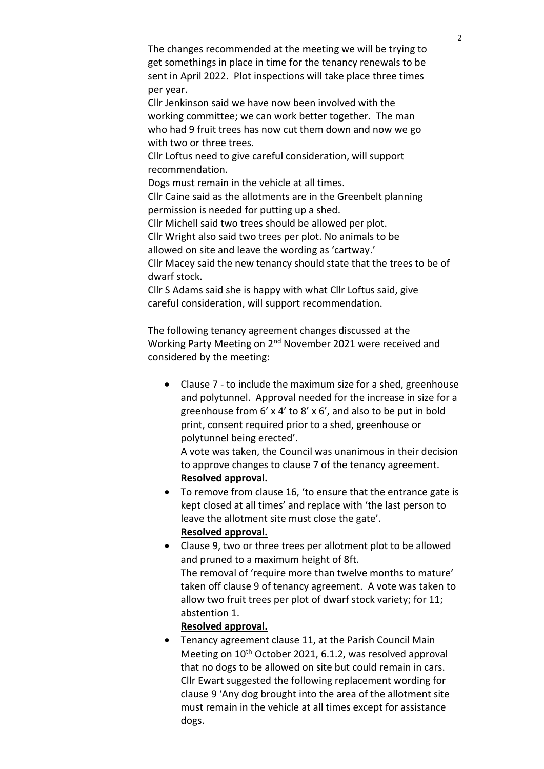The changes recommended at the meeting we will be trying to get somethings in place in time for the tenancy renewals to be sent in April 2022. Plot inspections will take place three times per year.

Cllr Jenkinson said we have now been involved with the working committee; we can work better together. The man who had 9 fruit trees has now cut them down and now we go with two or three trees.

Cllr Loftus need to give careful consideration, will support recommendation.

Dogs must remain in the vehicle at all times.

Cllr Caine said as the allotments are in the Greenbelt planning permission is needed for putting up a shed.

Cllr Michell said two trees should be allowed per plot.

Cllr Wright also said two trees per plot. No animals to be allowed on site and leave the wording as 'cartway.'

Cllr Macey said the new tenancy should state that the trees to be of dwarf stock.

Cllr S Adams said she is happy with what Cllr Loftus said, give careful consideration, will support recommendation.

The following tenancy agreement changes discussed at the Working Party Meeting on 2nd November 2021 were received and considered by the meeting:

- Clause 7 - to include the maximum size for a shed, greenhouse and polytunnel. Approval needed for the increase in size for a greenhouse from 6' x 4' to 8' x 6', and also to be put in bold print, consent required prior to a shed, greenhouse or polytunnel being erected'.
  A vote was taken, the Council was unanimous in their decision to approve changes to clause 7 of the tenancy agreement.
  **Resolved approval.**
- To remove from clause 16, 'to ensure that the entrance gate is kept closed at all times' and replace with 'the last person to leave the allotment site must close the gate'.
  **Resolved approval.**
- Clause 9, two or three trees per allotment plot to be allowed and pruned to a maximum height of 8ft.
  The removal of 'require more than twelve months to mature' taken off clause 9 of tenancy agreement. A vote was taken to allow two fruit trees per plot of dwarf stock variety; for 11; abstention 1.
  **Resolved approval.**
- Tenancy agreement clause 11, at the Parish Council Main Meeting on 10th October 2021, 6.1.2, was resolved approval that no dogs to be allowed on site but could remain in cars. Cllr Ewart suggested the following replacement wording for clause 9 'Any dog brought into the area of the allotment site must remain in the vehicle at all times except for assistance dogs.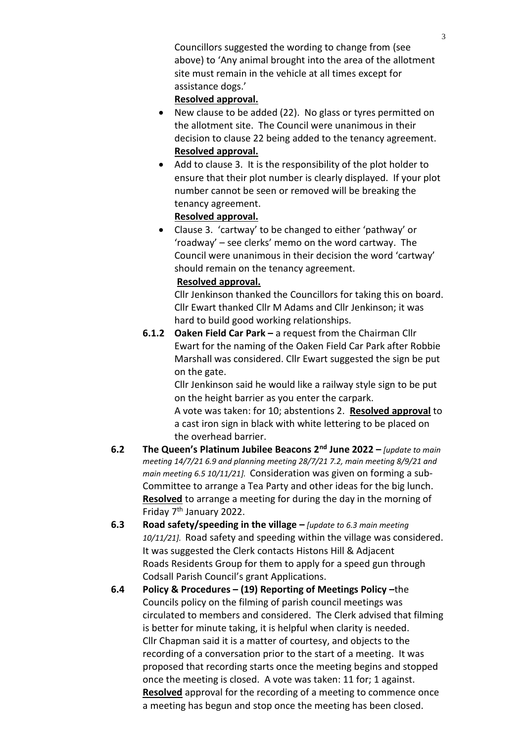Councillors suggested the wording to change from (see above) to 'Any animal brought into the area of the allotment site must remain in the vehicle at all times except for assistance dogs.'

**Resolved approval.**

- New clause to be added (22). No glass or tyres permitted on the allotment site. The Council were unanimous in their decision to clause 22 being added to the tenancy agreement. **Resolved approval.**
- Add to clause 3. It is the responsibility of the plot holder to ensure that their plot number is clearly displayed. If your plot number cannot be seen or removed will be breaking the tenancy agreement.
  **Resolved approval.**
- Clause 3. 'cartway' to be changed to either 'pathway' or 'roadway' – see clerks' memo on the word cartway. The Council were unanimous in their decision the word 'cartway' should remain on the tenancy agreement.
  **Resolved approval.**

  Cllr Jenkinson thanked the Councillors for taking this on board. Cllr Ewart thanked Cllr M Adams and Cllr Jenkinson; it was hard to build good working relationships.

**6.1.2 Oaken Field Car Park –** a request from the Chairman Cllr Ewart for the naming of the Oaken Field Car Park after Robbie Marshall was considered. Cllr Ewart suggested the sign be put on the gate.

Cllr Jenkinson said he would like a railway style sign to be put on the height barrier as you enter the carpark.

A vote was taken: for 10; abstentions 2. **Resolved approval** to a cast iron sign in black with white lettering to be placed on the overhead barrier.

**6.2 The Queen's Platinum Jubilee Beacons 2nd June 2022 –** *[update to main meeting 14/7/21 6.9 and planning meeting 28/7/21 7.2, main meeting 8/9/21 and main meeting 6.5 10/11/21].* Consideration was given on forming a sub-Committee to arrange a Tea Party and other ideas for the big lunch. **Resolved** to arrange a meeting for during the day in the morning of Friday 7th January 2022.

**6.3 Road safety/speeding in the village –** *[update to 6.3 main meeting 10/11/21].* Road safety and speeding within the village was considered. It was suggested the Clerk contacts Histons Hill & Adjacent Roads Residents Group for them to apply for a speed gun through Codsall Parish Council's grant Applications.

**6.4 Policy & Procedures – (19) Reporting of Meetings Policy –**the Councils policy on the filming of parish council meetings was circulated to members and considered. The Clerk advised that filming is better for minute taking, it is helpful when clarity is needed. Cllr Chapman said it is a matter of courtesy, and objects to the recording of a conversation prior to the start of a meeting. It was proposed that recording starts once the meeting begins and stopped once the meeting is closed. A vote was taken: 11 for; 1 against. **Resolved** approval for the recording of a meeting to commence once a meeting has begun and stop once the meeting has been closed.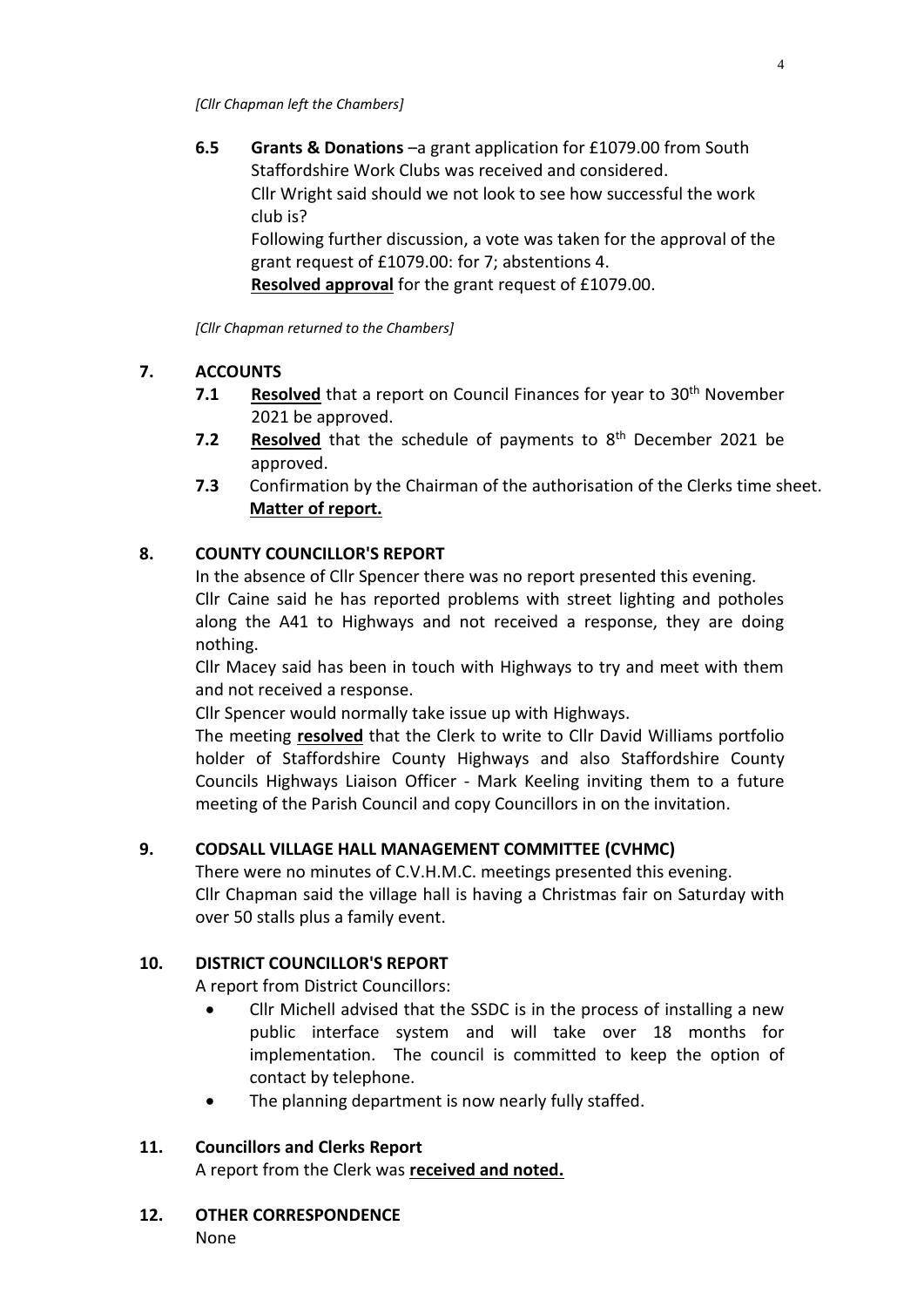*[Cllr Chapman left the Chambers]*

**6.5 Grants & Donations** –a grant application for £1079.00 from South Staffordshire Work Clubs was received and considered.
Cllr Wright said should we not look to see how successful the work club is?
Following further discussion, a vote was taken for the approval of the grant request of £1079.00: for 7; abstentions 4.
**Resolved approval** for the grant request of £1079.00.

*[Cllr Chapman returned to the Chambers]*

## 7. ACCOUNTS

**7.1** **Resolved** that a report on Council Finances for year to 30th November 2021 be approved.

**7.2** **Resolved** that the schedule of payments to 8th December 2021 be approved.

**7.3** Confirmation by the Chairman of the authorisation of the Clerks time sheet. **Matter of report.**

## 8. COUNTY COUNCILLOR'S REPORT

In the absence of Cllr Spencer there was no report presented this evening.
Cllr Caine said he has reported problems with street lighting and potholes along the A41 to Highways and not received a response, they are doing nothing.
Cllr Macey said has been in touch with Highways to try and meet with them and not received a response.
Cllr Spencer would normally take issue up with Highways.
The meeting **resolved** that the Clerk to write to Cllr David Williams portfolio holder of Staffordshire County Highways and also Staffordshire County Councils Highways Liaison Officer - Mark Keeling inviting them to a future meeting of the Parish Council and copy Councillors in on the invitation.

## 9. CODSALL VILLAGE HALL MANAGEMENT COMMITTEE (CVHMC)

There were no minutes of C.V.H.M.C. meetings presented this evening.
Cllr Chapman said the village hall is having a Christmas fair on Saturday with over 50 stalls plus a family event.

## 10. DISTRICT COUNCILLOR'S REPORT

A report from District Councillors:

- Cllr Michell advised that the SSDC is in the process of installing a new public interface system and will take over 18 months for implementation. The council is committed to keep the option of contact by telephone.
- The planning department is now nearly fully staffed.

## 11. Councillors and Clerks Report

A report from the Clerk was **received and noted.**

## 12. OTHER CORRESPONDENCE

None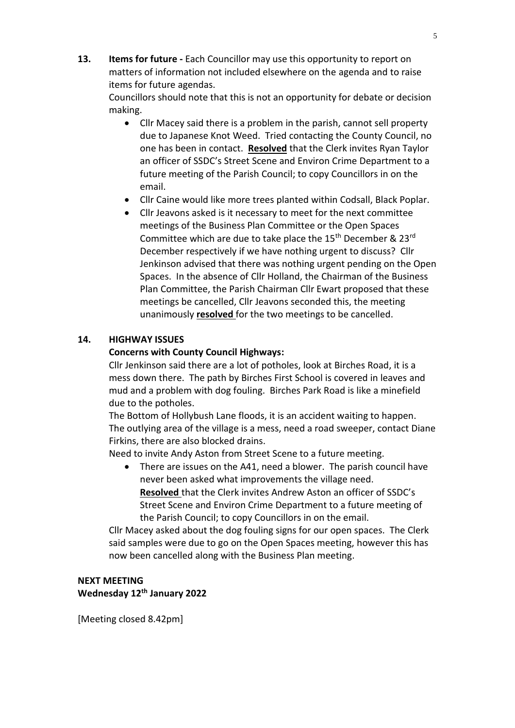**13. Items for future -** Each Councillor may use this opportunity to report on matters of information not included elsewhere on the agenda and to raise items for future agendas.

Councillors should note that this is not an opportunity for debate or decision making.

- Cllr Macey said there is a problem in the parish, cannot sell property due to Japanese Knot Weed. Tried contacting the County Council, no one has been in contact. <u>**Resolved**</u> that the Clerk invites Ryan Taylor an officer of SSDC's Street Scene and Environ Crime Department to a future meeting of the Parish Council; to copy Councillors in on the email.
- Cllr Caine would like more trees planted within Codsall, Black Poplar.
- Cllr Jeavons asked is it necessary to meet for the next committee meetings of the Business Plan Committee or the Open Spaces Committee which are due to take place the 15th December & 23rd December respectively if we have nothing urgent to discuss? Cllr Jenkinson advised that there was nothing urgent pending on the Open Spaces. In the absence of Cllr Holland, the Chairman of the Business Plan Committee, the Parish Chairman Cllr Ewart proposed that these meetings be cancelled, Cllr Jeavons seconded this, the meeting unanimously <u>**resolved**</u> for the two meetings to be cancelled.

**14. HIGHWAY ISSUES**

**Concerns with County Council Highways:**

Cllr Jenkinson said there are a lot of potholes, look at Birches Road, it is a mess down there. The path by Birches First School is covered in leaves and mud and a problem with dog fouling. Birches Park Road is like a minefield due to the potholes.

The Bottom of Hollybush Lane floods, it is an accident waiting to happen. The outlying area of the village is a mess, need a road sweeper, contact Diane Firkins, there are also blocked drains.

Need to invite Andy Aston from Street Scene to a future meeting.

- There are issues on the A41, need a blower. The parish council have never been asked what improvements the village need.
  <u>**Resolved**</u> that the Clerk invites Andrew Aston an officer of SSDC's Street Scene and Environ Crime Department to a future meeting of the Parish Council; to copy Councillors in on the email.

Cllr Macey asked about the dog fouling signs for our open spaces. The Clerk said samples were due to go on the Open Spaces meeting, however this has now been cancelled along with the Business Plan meeting.

**NEXT MEETING**
**Wednesday 12th January 2022**

[Meeting closed 8.42pm]